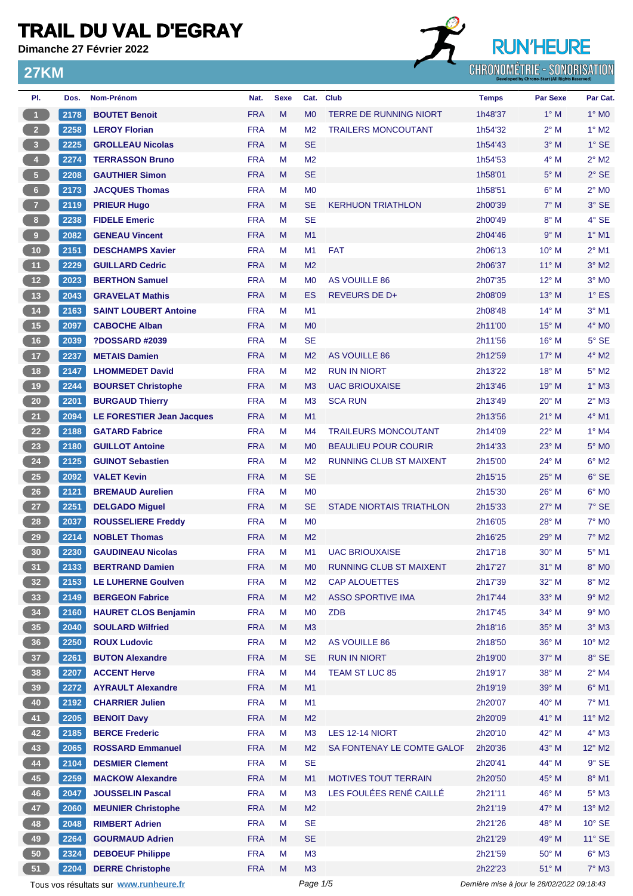# TRAIL DU VAL D'EGRAY

**Dimanche 27 Février 2022**

RUN'HEURE
CHRONOMÉTRIE - SONORISATION

## 27KM

| Pl. | Dos. | Nom-Prénom | Nat. | Sexe | Cat. | Club | Temps | Par Sexe | Par Cat. |
|---|---|---|---|---|---|---|---|---|---|
| 1 | 2178 | BOUTET Benoit | FRA | M | M0 | TERRE DE RUNNING NIORT | 1h48'37 | 1° M | 1° M0 |
| 2 | 2258 | LEROY Florian | FRA | M | M2 | TRAILERS MONCOUTANT | 1h54'32 | 2° M | 1° M2 |
| 3 | 2225 | GROLLEAU Nicolas | FRA | M | SE | | 1h54'43 | 3° M | 1° SE |
| 4 | 2274 | TERRASSON Bruno | FRA | M | M2 | | 1h54'53 | 4° M | 2° M2 |
| 5 | 2208 | GAUTHIER Simon | FRA | M | SE | | 1h58'01 | 5° M | 2° SE |
| 6 | 2173 | JACQUES Thomas | FRA | M | M0 | | 1h58'51 | 6° M | 2° M0 |
| 7 | 2119 | PRIEUR Hugo | FRA | M | SE | KERHUON TRIATHLON | 2h00'39 | 7° M | 3° SE |
| 8 | 2238 | FIDELE Emeric | FRA | M | SE | | 2h00'49 | 8° M | 4° SE |
| 9 | 2082 | GENEAU Vincent | FRA | M | M1 | | 2h04'46 | 9° M | 1° M1 |
| 10 | 2151 | DESCHAMPS Xavier | FRA | M | M1 | FAT | 2h06'13 | 10° M | 2° M1 |
| 11 | 2229 | GUILLARD Cedric | FRA | M | M2 | | 2h06'37 | 11° M | 3° M2 |
| 12 | 2023 | BERTHON Samuel | FRA | M | M0 | AS VOUILLE 86 | 2h07'35 | 12° M | 3° M0 |
| 13 | 2043 | GRAVELAT Mathis | FRA | M | ES | REVEURS DE D+ | 2h08'09 | 13° M | 1° ES |
| 14 | 2163 | SAINT LOUBERT Antoine | FRA | M | M1 | | 2h08'48 | 14° M | 3° M1 |
| 15 | 2097 | CABOCHE Alban | FRA | M | M0 | | 2h11'00 | 15° M | 4° M0 |
| 16 | 2039 | ?DOSSARD #2039 | FRA | M | SE | | 2h11'56 | 16° M | 5° SE |
| 17 | 2237 | METAIS Damien | FRA | M | M2 | AS VOUILLE 86 | 2h12'59 | 17° M | 4° M2 |
| 18 | 2147 | LHOMMEDET David | FRA | M | M2 | RUN IN NIORT | 2h13'22 | 18° M | 5° M2 |
| 19 | 2244 | BOURSET Christophe | FRA | M | M3 | UAC BRIOUXAISE | 2h13'46 | 19° M | 1° M3 |
| 20 | 2201 | BURGAUD Thierry | FRA | M | M3 | SCA RUN | 2h13'49 | 20° M | 2° M3 |
| 21 | 2094 | LE FORESTIER Jean Jacques | FRA | M | M1 | | 2h13'56 | 21° M | 4° M1 |
| 22 | 2188 | GATARD Fabrice | FRA | M | M4 | TRAILEURS MONCOUTANT | 2h14'09 | 22° M | 1° M4 |
| 23 | 2180 | GUILLOT Antoine | FRA | M | M0 | BEAULIEU POUR COURIR | 2h14'33 | 23° M | 5° M0 |
| 24 | 2125 | GUINOT Sebastien | FRA | M | M2 | RUNNING CLUB ST MAIXENT | 2h15'00 | 24° M | 6° M2 |
| 25 | 2092 | VALET Kevin | FRA | M | SE | | 2h15'15 | 25° M | 6° SE |
| 26 | 2121 | BREMAUD Aurelien | FRA | M | M0 | | 2h15'30 | 26° M | 6° M0 |
| 27 | 2251 | DELGADO Miguel | FRA | M | SE | STADE NIORTAIS TRIATHLON | 2h15'33 | 27° M | 7° SE |
| 28 | 2037 | ROUSSELIERE Freddy | FRA | M | M0 | | 2h16'05 | 28° M | 7° M0 |
| 29 | 2214 | NOBLET Thomas | FRA | M | M2 | | 2h16'25 | 29° M | 7° M2 |
| 30 | 2230 | GAUDINEAU Nicolas | FRA | M | M1 | UAC BRIOUXAISE | 2h17'18 | 30° M | 5° M1 |
| 31 | 2133 | BERTRAND Damien | FRA | M | M0 | RUNNING CLUB ST MAIXENT | 2h17'27 | 31° M | 8° M0 |
| 32 | 2153 | LE LUHERNE Goulven | FRA | M | M2 | CAP ALOUETTES | 2h17'39 | 32° M | 8° M2 |
| 33 | 2149 | BERGEON Fabrice | FRA | M | M2 | ASSO SPORTIVE IMA | 2h17'44 | 33° M | 9° M2 |
| 34 | 2160 | HAURET CLOS Benjamin | FRA | M | M0 | ZDB | 2h17'45 | 34° M | 9° M0 |
| 35 | 2040 | SOULARD Wilfried | FRA | M | M3 | | 2h18'16 | 35° M | 3° M3 |
| 36 | 2250 | ROUX Ludovic | FRA | M | M2 | AS VOUILLE 86 | 2h18'50 | 36° M | 10° M2 |
| 37 | 2261 | BUTON Alexandre | FRA | M | SE | RUN IN NIORT | 2h19'00 | 37° M | 8° SE |
| 38 | 2207 | ACCENT Herve | FRA | M | M4 | TEAM ST LUC 85 | 2h19'17 | 38° M | 2° M4 |
| 39 | 2272 | AYRAULT Alexandre | FRA | M | M1 | | 2h19'19 | 39° M | 6° M1 |
| 40 | 2192 | CHARRIER Julien | FRA | M | M1 | | 2h20'07 | 40° M | 7° M1 |
| 41 | 2205 | BENOIT Davy | FRA | M | M2 | | 2h20'09 | 41° M | 11° M2 |
| 42 | 2185 | BERCE Frederic | FRA | M | M3 | LES 12-14 NIORT | 2h20'10 | 42° M | 4° M3 |
| 43 | 2065 | ROSSARD Emmanuel | FRA | M | M2 | SA FONTENAY LE COMTE GALOF | 2h20'36 | 43° M | 12° M2 |
| 44 | 2104 | DESMIER Clement | FRA | M | SE | | 2h20'41 | 44° M | 9° SE |
| 45 | 2259 | MACKOW Alexandre | FRA | M | M1 | MOTIVES TOUT TERRAIN | 2h20'50 | 45° M | 8° M1 |
| 46 | 2047 | JOUSSELIN Pascal | FRA | M | M3 | LES FOULÉES RENÉ CAILLÉ | 2h21'11 | 46° M | 5° M3 |
| 47 | 2060 | MEUNIER Christophe | FRA | M | M2 | | 2h21'19 | 47° M | 13° M2 |
| 48 | 2048 | RIMBERT Adrien | FRA | M | SE | | 2h21'26 | 48° M | 10° SE |
| 49 | 2264 | GOURMAUD Adrien | FRA | M | SE | | 2h21'29 | 49° M | 11° SE |
| 50 | 2324 | DEBOEUF Philippe | FRA | M | M3 | | 2h21'59 | 50° M | 6° M3 |
| 51 | 2204 | DERRE Christophe | FRA | M | M3 | | 2h22'23 | 51° M | 7° M3 |

Tous vos résultats sur www.runheure.fr

*Dernière mise à jour le 28/02/2022 09:18:43*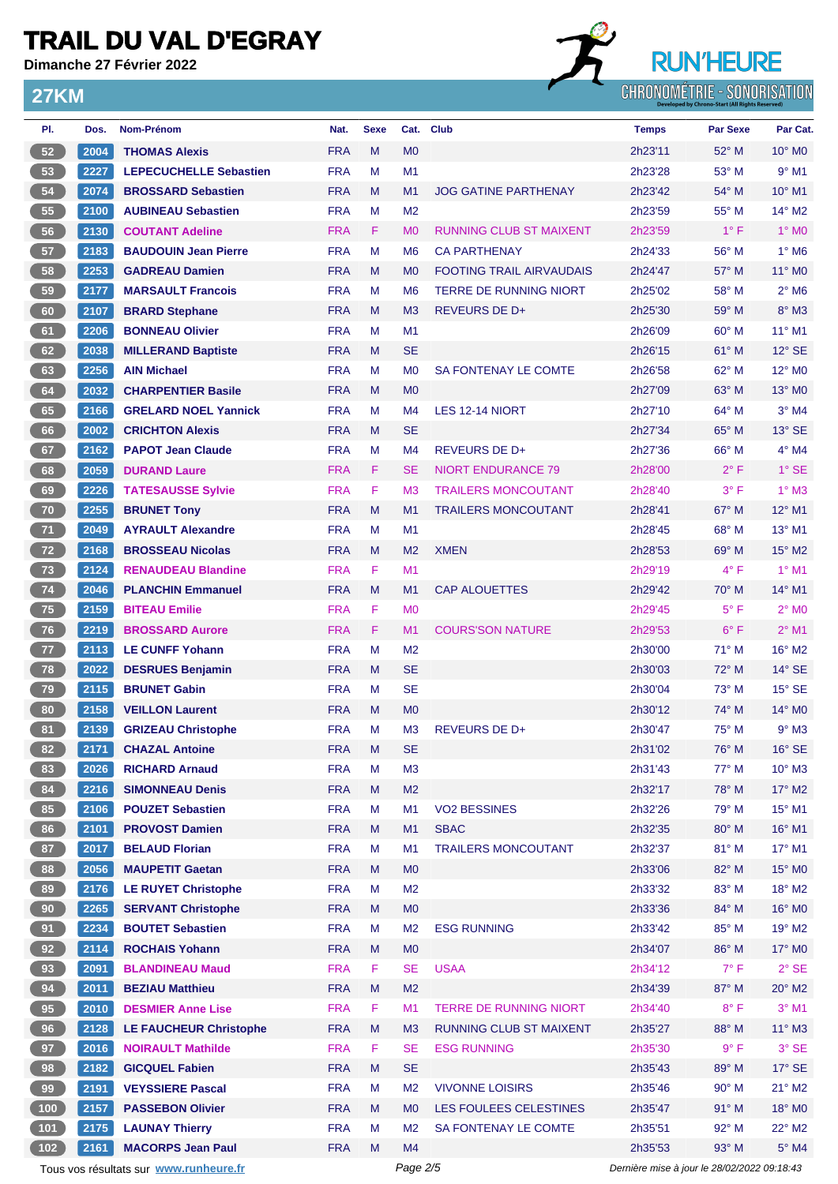# TRAIL DU VAL D'EGRAY

**Dimanche 27 Février 2022**

RUN'HEURE CHRONOMÉTRIE - SONORISATION

## 27KM

| Pl. | Dos. | Nom-Prénom | Nat. | Sexe | Cat. | Club | Temps | Par Sexe | Par Cat. |
|---|---|---|---|---|---|---|---|---|---|
| 52 | 2004 | THOMAS Alexis | FRA | M | M0 | | 2h23'11 | 52° M | 10° M0 |
| 53 | 2227 | LEPECUCHELLE Sebastien | FRA | M | M1 | | 2h23'28 | 53° M | 9° M1 |
| 54 | 2074 | BROSSARD Sebastien | FRA | M | M1 | JOG GATINE PARTHENAY | 2h23'42 | 54° M | 10° M1 |
| 55 | 2100 | AUBINEAU Sebastien | FRA | M | M2 | | 2h23'59 | 55° M | 14° M2 |
| 56 | 2130 | COUTANT Adeline | FRA | F | M0 | RUNNING CLUB ST MAIXENT | 2h23'59 | 1° F | 1° M0 |
| 57 | 2183 | BAUDOUIN Jean Pierre | FRA | M | M6 | CA PARTHENAY | 2h24'33 | 56° M | 1° M6 |
| 58 | 2253 | GADREAU Damien | FRA | M | M0 | FOOTING TRAIL AIRVAUDAIS | 2h24'47 | 57° M | 11° M0 |
| 59 | 2177 | MARSAULT Francois | FRA | M | M6 | TERRE DE RUNNING NIORT | 2h25'02 | 58° M | 2° M6 |
| 60 | 2107 | BRARD Stephane | FRA | M | M3 | REVEURS DE D+ | 2h25'30 | 59° M | 8° M3 |
| 61 | 2206 | BONNEAU Olivier | FRA | M | M1 | | 2h26'09 | 60° M | 11° M1 |
| 62 | 2038 | MILLERAND Baptiste | FRA | M | SE | | 2h26'15 | 61° M | 12° SE |
| 63 | 2256 | AIN Michael | FRA | M | M0 | SA FONTENAY LE COMTE | 2h26'58 | 62° M | 12° M0 |
| 64 | 2032 | CHARPENTIER Basile | FRA | M | M0 | | 2h27'09 | 63° M | 13° M0 |
| 65 | 2166 | GRELARD NOEL Yannick | FRA | M | M4 | LES 12-14 NIORT | 2h27'10 | 64° M | 3° M4 |
| 66 | 2002 | CRICHTON Alexis | FRA | M | SE | | 2h27'34 | 65° M | 13° SE |
| 67 | 2162 | PAPOT Jean Claude | FRA | M | M4 | REVEURS DE D+ | 2h27'36 | 66° M | 4° M4 |
| 68 | 2059 | DURAND Laure | FRA | F | SE | NIORT ENDURANCE 79 | 2h28'00 | 2° F | 1° SE |
| 69 | 2226 | TATESAUSSE Sylvie | FRA | F | M3 | TRAILERS MONCOUTANT | 2h28'40 | 3° F | 1° M3 |
| 70 | 2255 | BRUNET Tony | FRA | M | M1 | TRAILERS MONCOUTANT | 2h28'41 | 67° M | 12° M1 |
| 71 | 2049 | AYRAULT Alexandre | FRA | M | M1 | | 2h28'45 | 68° M | 13° M1 |
| 72 | 2168 | BROSSEAU Nicolas | FRA | M | M2 | XMEN | 2h28'53 | 69° M | 15° M2 |
| 73 | 2124 | RENAUDEAU Blandine | FRA | F | M1 | | 2h29'19 | 4° F | 1° M1 |
| 74 | 2046 | PLANCHIN Emmanuel | FRA | M | M1 | CAP ALOUETTES | 2h29'42 | 70° M | 14° M1 |
| 75 | 2159 | BITEAU Emilie | FRA | F | M0 | | 2h29'45 | 5° F | 2° M0 |
| 76 | 2219 | BROSSARD Aurore | FRA | F | M1 | COURS'SON NATURE | 2h29'53 | 6° F | 2° M1 |
| 77 | 2113 | LE CUNFF Yohann | FRA | M | M2 | | 2h30'00 | 71° M | 16° M2 |
| 78 | 2022 | DESRUES Benjamin | FRA | M | SE | | 2h30'03 | 72° M | 14° SE |
| 79 | 2115 | BRUNET Gabin | FRA | M | SE | | 2h30'04 | 73° M | 15° SE |
| 80 | 2158 | VEILLON Laurent | FRA | M | M0 | | 2h30'12 | 74° M | 14° M0 |
| 81 | 2139 | GRIZEAU Christophe | FRA | M | M3 | REVEURS DE D+ | 2h30'47 | 75° M | 9° M3 |
| 82 | 2171 | CHAZAL Antoine | FRA | M | SE | | 2h31'02 | 76° M | 16° SE |
| 83 | 2026 | RICHARD Arnaud | FRA | M | M3 | | 2h31'43 | 77° M | 10° M3 |
| 84 | 2216 | SIMONNEAU Denis | FRA | M | M2 | | 2h32'17 | 78° M | 17° M2 |
| 85 | 2106 | POUZET Sebastien | FRA | M | M1 | VO2 BESSINES | 2h32'26 | 79° M | 15° M1 |
| 86 | 2101 | PROVOST Damien | FRA | M | M1 | SBAC | 2h32'35 | 80° M | 16° M1 |
| 87 | 2017 | BELAUD Florian | FRA | M | M1 | TRAILERS MONCOUTANT | 2h32'37 | 81° M | 17° M1 |
| 88 | 2056 | MAUPETIT Gaetan | FRA | M | M0 | | 2h33'06 | 82° M | 15° M0 |
| 89 | 2176 | LE RUYET Christophe | FRA | M | M2 | | 2h33'32 | 83° M | 18° M2 |
| 90 | 2265 | SERVANT Christophe | FRA | M | M0 | | 2h33'36 | 84° M | 16° M0 |
| 91 | 2234 | BOUTET Sebastien | FRA | M | M2 | ESG RUNNING | 2h33'42 | 85° M | 19° M2 |
| 92 | 2114 | ROCHAIS Yohann | FRA | M | M0 | | 2h34'07 | 86° M | 17° M0 |
| 93 | 2091 | BLANDINEAU Maud | FRA | F | SE | USAA | 2h34'12 | 7° F | 2° SE |
| 94 | 2011 | BEZIAU Matthieu | FRA | M | M2 | | 2h34'39 | 87° M | 20° M2 |
| 95 | 2010 | DESMIER Anne Lise | FRA | F | M1 | TERRE DE RUNNING NIORT | 2h34'40 | 8° F | 3° M1 |
| 96 | 2128 | LE FAUCHEUR Christophe | FRA | M | M3 | RUNNING CLUB ST MAIXENT | 2h35'27 | 88° M | 11° M3 |
| 97 | 2016 | NOIRAULT Mathilde | FRA | F | SE | ESG RUNNING | 2h35'30 | 9° F | 3° SE |
| 98 | 2182 | GICQUEL Fabien | FRA | M | SE | | 2h35'43 | 89° M | 17° SE |
| 99 | 2191 | VEYSSIERE Pascal | FRA | M | M2 | VIVONNE LOISIRS | 2h35'46 | 90° M | 21° M2 |
| 100 | 2157 | PASSEBON Olivier | FRA | M | M0 | LES FOULEES CELESTINES | 2h35'47 | 91° M | 18° M0 |
| 101 | 2175 | LAUNAY Thierry | FRA | M | M2 | SA FONTENAY LE COMTE | 2h35'51 | 92° M | 22° M2 |
| 102 | 2161 | MACORPS Jean Paul | FRA | M | M4 | | 2h35'53 | 93° M | 5° M4 |

Tous vos résultats sur www.runheure.fr

Dernière mise à jour le 28/02/2022 09:18:43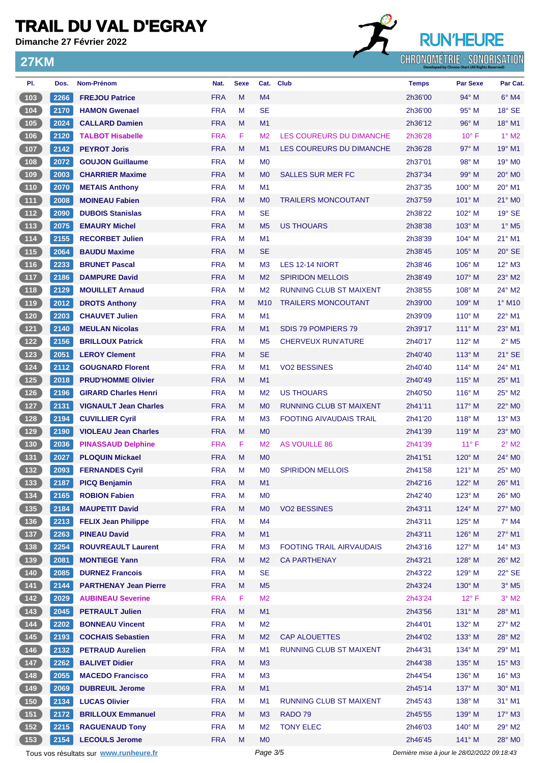# TRAIL DU VAL D'EGRAY

**Dimanche 27 Février 2022**

## 27KM

| Pl. | Dos. | Nom-Prénom | Nat. | Sexe | Cat. | Club | Temps | Par Sexe | Par Cat. |
|---|---|---|---|---|---|---|---|---|---|
| 103 | 2266 | FREJOU Patrice | FRA | M | M4 | | 2h36'00 | 94° M | 6° M4 |
| 104 | 2170 | HAMON Gwenael | FRA | M | SE | | 2h36'00 | 95° M | 18° SE |
| 105 | 2024 | CALLARD Damien | FRA | M | M1 | | 2h36'12 | 96° M | 18° M1 |
| 106 | 2120 | TALBOT Hisabelle | FRA | F | M2 | LES COUREURS DU DIMANCHE | 2h36'28 | 10° F | 1° M2 |
| 107 | 2142 | PEYROT Joris | FRA | M | M1 | LES COUREURS DU DIMANCHE | 2h36'28 | 97° M | 19° M1 |
| 108 | 2072 | GOUJON Guillaume | FRA | M | M0 | | 2h37'01 | 98° M | 19° M0 |
| 109 | 2003 | CHARRIER Maxime | FRA | M | M0 | SALLES SUR MER FC | 2h37'34 | 99° M | 20° M0 |
| 110 | 2070 | METAIS Anthony | FRA | M | M1 | | 2h37'35 | 100° M | 20° M1 |
| 111 | 2008 | MOINEAU Fabien | FRA | M | M0 | TRAILERS MONCOUTANT | 2h37'59 | 101° M | 21° M0 |
| 112 | 2090 | DUBOIS Stanislas | FRA | M | SE | | 2h38'22 | 102° M | 19° SE |
| 113 | 2075 | EMAURY Michel | FRA | M | M5 | US THOUARS | 2h38'38 | 103° M | 1° M5 |
| 114 | 2155 | RECORBET Julien | FRA | M | M1 | | 2h38'39 | 104° M | 21° M1 |
| 115 | 2064 | BAUDU Maxime | FRA | M | SE | | 2h38'45 | 105° M | 20° SE |
| 116 | 2233 | BRUNET Pascal | FRA | M | M3 | LES 12-14 NIORT | 2h38'46 | 106° M | 12° M3 |
| 117 | 2186 | DAMPURE David | FRA | M | M2 | SPIRIDON MELLOIS | 2h38'49 | 107° M | 23° M2 |
| 118 | 2129 | MOUILLET Arnaud | FRA | M | M2 | RUNNING CLUB ST MAIXENT | 2h38'55 | 108° M | 24° M2 |
| 119 | 2012 | DROTS Anthony | FRA | M | M10 | TRAILERS MONCOUTANT | 2h39'00 | 109° M | 1° M10 |
| 120 | 2203 | CHAUVET Julien | FRA | M | M1 | | 2h39'09 | 110° M | 22° M1 |
| 121 | 2140 | MEULAN Nicolas | FRA | M | M1 | SDIS 79 POMPIERS 79 | 2h39'17 | 111° M | 23° M1 |
| 122 | 2156 | BRILLOUX Patrick | FRA | M | M5 | CHERVEUX RUN'ATURE | 2h40'17 | 112° M | 2° M5 |
| 123 | 2051 | LEROY Clement | FRA | M | SE | | 2h40'40 | 113° M | 21° SE |
| 124 | 2112 | GOUGNARD Florent | FRA | M | M1 | VO2 BESSINES | 2h40'40 | 114° M | 24° M1 |
| 125 | 2018 | PRUD'HOMME Olivier | FRA | M | M1 | | 2h40'49 | 115° M | 25° M1 |
| 126 | 2196 | GIRARD Charles Henri | FRA | M | M2 | US THOUARS | 2h40'50 | 116° M | 25° M2 |
| 127 | 2131 | VIGNAULT Jean Charles | FRA | M | M0 | RUNNING CLUB ST MAIXENT | 2h41'11 | 117° M | 22° M0 |
| 128 | 2194 | CUVILLIER Cyril | FRA | M | M3 | FOOTING AIVAUDAIS TRAIL | 2h41'20 | 118° M | 13° M3 |
| 129 | 2190 | VIOLEAU Jean Charles | FRA | M | M0 | | 2h41'39 | 119° M | 23° M0 |
| 130 | 2036 | PINASSAUD Delphine | FRA | F | M2 | AS VOUILLE 86 | 2h41'39 | 11° F | 2° M2 |
| 131 | 2027 | PLOQUIN Mickael | FRA | M | M0 | | 2h41'51 | 120° M | 24° M0 |
| 132 | 2093 | FERNANDES Cyril | FRA | M | M0 | SPIRIDON MELLOIS | 2h41'58 | 121° M | 25° M0 |
| 133 | 2187 | PICQ Benjamin | FRA | M | M1 | | 2h42'16 | 122° M | 26° M1 |
| 134 | 2165 | ROBION Fabien | FRA | M | M0 | | 2h42'40 | 123° M | 26° M0 |
| 135 | 2184 | MAUPETIT David | FRA | M | M0 | VO2 BESSINES | 2h43'11 | 124° M | 27° M0 |
| 136 | 2213 | FELIX Jean Philippe | FRA | M | M4 | | 2h43'11 | 125° M | 7° M4 |
| 137 | 2263 | PINEAU David | FRA | M | M1 | | 2h43'11 | 126° M | 27° M1 |
| 138 | 2254 | ROUVREAULT Laurent | FRA | M | M3 | FOOTING TRAIL AIRVAUDAIS | 2h43'16 | 127° M | 14° M3 |
| 139 | 2081 | MONTIEGE Yann | FRA | M | M2 | CA PARTHENAY | 2h43'21 | 128° M | 26° M2 |
| 140 | 2085 | DURNEZ Francois | FRA | M | SE | | 2h43'22 | 129° M | 22° SE |
| 141 | 2144 | PARTHENAY Jean Pierre | FRA | M | M5 | | 2h43'24 | 130° M | 3° M5 |
| 142 | 2029 | AUBINEAU Severine | FRA | F | M2 | | 2h43'24 | 12° F | 3° M2 |
| 143 | 2045 | PETRAULT Julien | FRA | M | M1 | | 2h43'56 | 131° M | 28° M1 |
| 144 | 2202 | BONNEAU Vincent | FRA | M | M2 | | 2h44'01 | 132° M | 27° M2 |
| 145 | 2193 | COCHAIS Sebastien | FRA | M | M2 | CAP ALOUETTES | 2h44'02 | 133° M | 28° M2 |
| 146 | 2132 | PETRAUD Aurelien | FRA | M | M1 | RUNNING CLUB ST MAIXENT | 2h44'31 | 134° M | 29° M1 |
| 147 | 2262 | BALIVET Didier | FRA | M | M3 | | 2h44'38 | 135° M | 15° M3 |
| 148 | 2055 | MACEDO Francisco | FRA | M | M3 | | 2h44'54 | 136° M | 16° M3 |
| 149 | 2069 | DUBREUIL Jerome | FRA | M | M1 | | 2h45'14 | 137° M | 30° M1 |
| 150 | 2134 | LUCAS Olivier | FRA | M | M1 | RUNNING CLUB ST MAIXENT | 2h45'43 | 138° M | 31° M1 |
| 151 | 2172 | BRILLOUX Emmanuel | FRA | M | M3 | RADO 79 | 2h45'55 | 139° M | 17° M3 |
| 152 | 2215 | RAGUENAUD Tony | FRA | M | M2 | TONY ELEC | 2h46'03 | 140° M | 29° M2 |
| 153 | 2154 | LECOULS Jerome | FRA | M | M0 | | 2h46'45 | 141° M | 28° M0 |

Tous vos résultats sur www.runheure.fr — Dernière mise à jour le 28/02/2022 09:18:43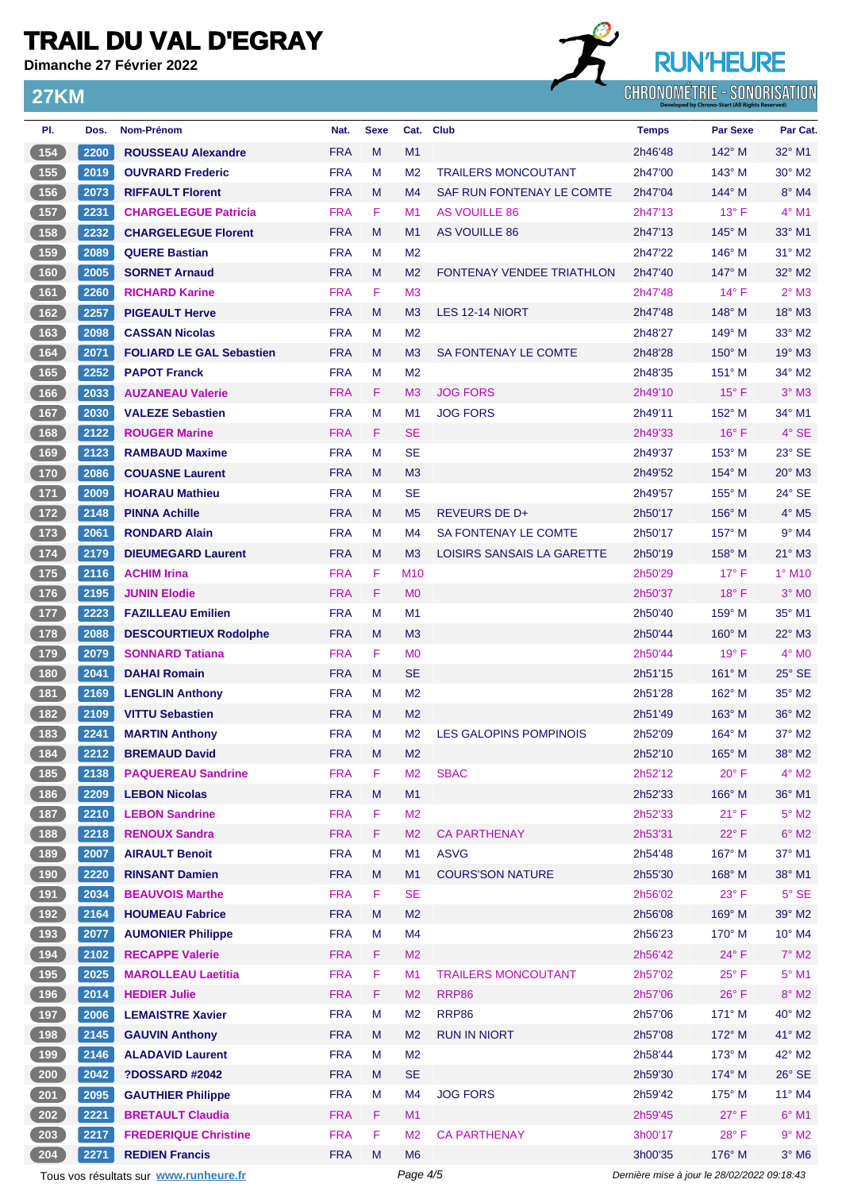# TRAIL DU VAL D'EGRAY

**Dimanche 27 Février 2022**

## 27KM

| Pl. | Dos. | Nom-Prénom | Nat. | Sexe | Cat. | Club | Temps | Par Sexe | Par Cat. |
|---|---|---|---|---|---|---|---|---|---|
| 154 | 2200 | ROUSSEAU Alexandre | FRA | M | M1 | | 2h46'48 | 142° M | 32° M1 |
| 155 | 2019 | OUVRARD Frederic | FRA | M | M2 | TRAILERS MONCOUTANT | 2h47'00 | 143° M | 30° M2 |
| 156 | 2073 | RIFFAULT Florent | FRA | M | M4 | SAF RUN FONTENAY LE COMTE | 2h47'04 | 144° M | 8° M4 |
| 157 | 2231 | CHARGELEGUE Patricia | FRA | F | M1 | AS VOUILLE 86 | 2h47'13 | 13° F | 4° M1 |
| 158 | 2232 | CHARGELEGUE Florent | FRA | M | M1 | AS VOUILLE 86 | 2h47'13 | 145° M | 33° M1 |
| 159 | 2089 | QUERE Bastian | FRA | M | M2 | | 2h47'22 | 146° M | 31° M2 |
| 160 | 2005 | SORNET Arnaud | FRA | M | M2 | FONTENAY VENDEE TRIATHLON | 2h47'40 | 147° M | 32° M2 |
| 161 | 2260 | RICHARD Karine | FRA | F | M3 | | 2h47'48 | 14° F | 2° M3 |
| 162 | 2257 | PIGEAULT Herve | FRA | M | M3 | LES 12-14 NIORT | 2h47'48 | 148° M | 18° M3 |
| 163 | 2098 | CASSAN Nicolas | FRA | M | M2 | | 2h48'27 | 149° M | 33° M2 |
| 164 | 2071 | FOLIARD LE GAL Sebastien | FRA | M | M3 | SA FONTENAY LE COMTE | 2h48'28 | 150° M | 19° M3 |
| 165 | 2252 | PAPOT Franck | FRA | M | M2 | | 2h48'35 | 151° M | 34° M2 |
| 166 | 2033 | AUZANEAU Valerie | FRA | F | M3 | JOG FORS | 2h49'10 | 15° F | 3° M3 |
| 167 | 2030 | VALEZE Sebastien | FRA | M | M1 | JOG FORS | 2h49'11 | 152° M | 34° M1 |
| 168 | 2122 | ROUGER Marine | FRA | F | SE | | 2h49'33 | 16° F | 4° SE |
| 169 | 2123 | RAMBAUD Maxime | FRA | M | SE | | 2h49'37 | 153° M | 23° SE |
| 170 | 2086 | COUASNE Laurent | FRA | M | M3 | | 2h49'52 | 154° M | 20° M3 |
| 171 | 2009 | HOARAU Mathieu | FRA | M | SE | | 2h49'57 | 155° M | 24° SE |
| 172 | 2148 | PINNA Achille | FRA | M | M5 | REVEURS DE D+ | 2h50'17 | 156° M | 4° M5 |
| 173 | 2061 | RONDARD Alain | FRA | M | M4 | SA FONTENAY LE COMTE | 2h50'17 | 157° M | 9° M4 |
| 174 | 2179 | DIEUMEGARD Laurent | FRA | M | M3 | LOISIRS SANSAIS LA GARETTE | 2h50'19 | 158° M | 21° M3 |
| 175 | 2116 | ACHIM Irina | FRA | F | M10 | | 2h50'29 | 17° F | 1° M10 |
| 176 | 2195 | JUNIN Elodie | FRA | F | M0 | | 2h50'37 | 18° F | 3° M0 |
| 177 | 2223 | FAZILLEAU Emilien | FRA | M | M1 | | 2h50'40 | 159° M | 35° M1 |
| 178 | 2088 | DESCOURTIEUX Rodolphe | FRA | M | M3 | | 2h50'44 | 160° M | 22° M3 |
| 179 | 2079 | SONNARD Tatiana | FRA | F | M0 | | 2h50'44 | 19° F | 4° M0 |
| 180 | 2041 | DAHAI Romain | FRA | M | SE | | 2h51'15 | 161° M | 25° SE |
| 181 | 2169 | LENGLIN Anthony | FRA | M | M2 | | 2h51'28 | 162° M | 35° M2 |
| 182 | 2109 | VITTU Sebastien | FRA | M | M2 | | 2h51'49 | 163° M | 36° M2 |
| 183 | 2241 | MARTIN Anthony | FRA | M | M2 | LES GALOPINS POMPINOIS | 2h52'09 | 164° M | 37° M2 |
| 184 | 2212 | BREMAUD David | FRA | M | M2 | | 2h52'10 | 165° M | 38° M2 |
| 185 | 2138 | PAQUEREAU Sandrine | FRA | F | M2 | SBAC | 2h52'12 | 20° F | 4° M2 |
| 186 | 2209 | LEBON Nicolas | FRA | M | M1 | | 2h52'33 | 166° M | 36° M1 |
| 187 | 2210 | LEBON Sandrine | FRA | F | M2 | | 2h52'33 | 21° F | 5° M2 |
| 188 | 2218 | RENOUX Sandra | FRA | F | M2 | CA PARTHENAY | 2h53'31 | 22° F | 6° M2 |
| 189 | 2007 | AIRAULT Benoit | FRA | M | M1 | ASVG | 2h54'48 | 167° M | 37° M1 |
| 190 | 2220 | RINSANT Damien | FRA | M | M1 | COURS'SON NATURE | 2h55'30 | 168° M | 38° M1 |
| 191 | 2034 | BEAUVOIS Marthe | FRA | F | SE | | 2h56'02 | 23° F | 5° SE |
| 192 | 2164 | HOUMEAU Fabrice | FRA | M | M2 | | 2h56'08 | 169° M | 39° M2 |
| 193 | 2077 | AUMONIER Philippe | FRA | M | M4 | | 2h56'23 | 170° M | 10° M4 |
| 194 | 2102 | RECAPPE Valerie | FRA | F | M2 | | 2h56'42 | 24° F | 7° M2 |
| 195 | 2025 | MAROLLEAU Laetitia | FRA | F | M1 | TRAILERS MONCOUTANT | 2h57'02 | 25° F | 5° M1 |
| 196 | 2014 | HEDIER Julie | FRA | F | M2 | RRP86 | 2h57'06 | 26° F | 8° M2 |
| 197 | 2006 | LEMAISTRE Xavier | FRA | M | M2 | RRP86 | 2h57'06 | 171° M | 40° M2 |
| 198 | 2145 | GAUVIN Anthony | FRA | M | M2 | RUN IN NIORT | 2h57'08 | 172° M | 41° M2 |
| 199 | 2146 | ALADAVID Laurent | FRA | M | M2 | | 2h58'44 | 173° M | 42° M2 |
| 200 | 2042 | ?DOSSARD #2042 | FRA | M | SE | | 2h59'30 | 174° M | 26° SE |
| 201 | 2095 | GAUTHIER Philippe | FRA | M | M4 | JOG FORS | 2h59'42 | 175° M | 11° M4 |
| 202 | 2221 | BRETAULT Claudia | FRA | F | M1 | | 2h59'45 | 27° F | 6° M1 |
| 203 | 2217 | FREDERIQUE Christine | FRA | F | M2 | CA PARTHENAY | 3h00'17 | 28° F | 9° M2 |
| 204 | 2271 | REDIEN Francis | FRA | M | M6 | | 3h00'35 | 176° M | 3° M6 |

Tous vos résultats sur www.runheure.fr

*Dernière mise à jour le 28/02/2022 09:18:43*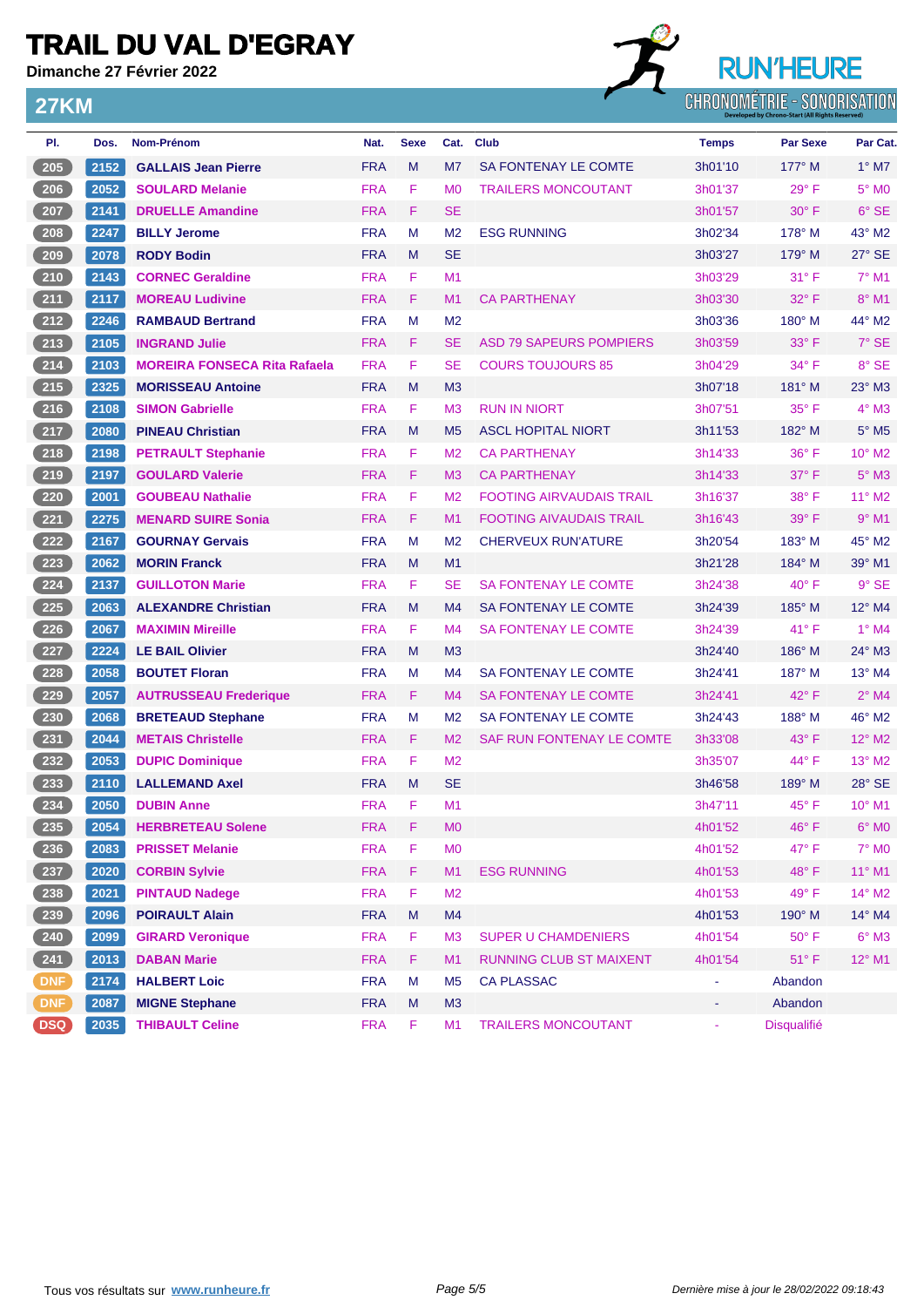# TRAIL DU VAL D'EGRAY

**Dimanche 27 Février 2022**

RUN'HEURE
CHRONOMÉTRIE - SONORISATION

## 27KM

| Pl. | Dos. | Nom-Prénom | Nat. | Sexe | Cat. | Club | Temps | Par Sexe | Par Cat. |
|---|---|---|---|---|---|---|---|---|---|
| 205 | 2152 | **GALLAIS Jean Pierre** | FRA | M | M7 | SA FONTENAY LE COMTE | 3h01'10 | 177° M | 1° M7 |
| 206 | 2052 | **SOULARD Melanie** | FRA | F | M0 | TRAILERS MONCOUTANT | 3h01'37 | 29° F | 5° M0 |
| 207 | 2141 | **DRUELLE Amandine** | FRA | F | SE | | 3h01'57 | 30° F | 6° SE |
| 208 | 2247 | **BILLY Jerome** | FRA | M | M2 | ESG RUNNING | 3h02'34 | 178° M | 43° M2 |
| 209 | 2078 | **RODY Bodin** | FRA | M | SE | | 3h03'27 | 179° M | 27° SE |
| 210 | 2143 | **CORNEC Geraldine** | FRA | F | M1 | | 3h03'29 | 31° F | 7° M1 |
| 211 | 2117 | **MOREAU Ludivine** | FRA | F | M1 | CA PARTHENAY | 3h03'30 | 32° F | 8° M1 |
| 212 | 2246 | **RAMBAUD Bertrand** | FRA | M | M2 | | 3h03'36 | 180° M | 44° M2 |
| 213 | 2105 | **INGRAND Julie** | FRA | F | SE | ASD 79 SAPEURS POMPIERS | 3h03'59 | 33° F | 7° SE |
| 214 | 2103 | **MOREIRA FONSECA Rita Rafaela** | FRA | F | SE | COURS TOUJOURS 85 | 3h04'29 | 34° F | 8° SE |
| 215 | 2325 | **MORISSEAU Antoine** | FRA | M | M3 | | 3h07'18 | 181° M | 23° M3 |
| 216 | 2108 | **SIMON Gabrielle** | FRA | F | M3 | RUN IN NIORT | 3h07'51 | 35° F | 4° M3 |
| 217 | 2080 | **PINEAU Christian** | FRA | M | M5 | ASCL HOPITAL NIORT | 3h11'53 | 182° M | 5° M5 |
| 218 | 2198 | **PETRAULT Stephanie** | FRA | F | M2 | CA PARTHENAY | 3h14'33 | 36° F | 10° M2 |
| 219 | 2197 | **GOULARD Valerie** | FRA | F | M3 | CA PARTHENAY | 3h14'33 | 37° F | 5° M3 |
| 220 | 2001 | **GOUBEAU Nathalie** | FRA | F | M2 | FOOTING AIRVAUDAIS TRAIL | 3h16'37 | 38° F | 11° M2 |
| 221 | 2275 | **MENARD SUIRE Sonia** | FRA | F | M1 | FOOTING AIVAUDAIS TRAIL | 3h16'43 | 39° F | 9° M1 |
| 222 | 2167 | **GOURNAY Gervais** | FRA | M | M2 | CHERVEUX RUN'ATURE | 3h20'54 | 183° M | 45° M2 |
| 223 | 2062 | **MORIN Franck** | FRA | M | M1 | | 3h21'28 | 184° M | 39° M1 |
| 224 | 2137 | **GUILLOTON Marie** | FRA | F | SE | SA FONTENAY LE COMTE | 3h24'38 | 40° F | 9° SE |
| 225 | 2063 | **ALEXANDRE Christian** | FRA | M | M4 | SA FONTENAY LE COMTE | 3h24'39 | 185° M | 12° M4 |
| 226 | 2067 | **MAXIMIN Mireille** | FRA | F | M4 | SA FONTENAY LE COMTE | 3h24'39 | 41° F | 1° M4 |
| 227 | 2224 | **LE BAIL Olivier** | FRA | M | M3 | | 3h24'40 | 186° M | 24° M3 |
| 228 | 2058 | **BOUTET Floran** | FRA | M | M4 | SA FONTENAY LE COMTE | 3h24'41 | 187° M | 13° M4 |
| 229 | 2057 | **AUTRUSSEAU Frederique** | FRA | F | M4 | SA FONTENAY LE COMTE | 3h24'41 | 42° F | 2° M4 |
| 230 | 2068 | **BRETEAUD Stephane** | FRA | M | M2 | SA FONTENAY LE COMTE | 3h24'43 | 188° M | 46° M2 |
| 231 | 2044 | **METAIS Christelle** | FRA | F | M2 | SAF RUN FONTENAY LE COMTE | 3h33'08 | 43° F | 12° M2 |
| 232 | 2053 | **DUPIC Dominique** | FRA | F | M2 | | 3h35'07 | 44° F | 13° M2 |
| 233 | 2110 | **LALLEMAND Axel** | FRA | M | SE | | 3h46'58 | 189° M | 28° SE |
| 234 | 2050 | **DUBIN Anne** | FRA | F | M1 | | 3h47'11 | 45° F | 10° M1 |
| 235 | 2054 | **HERBRETEAU Solene** | FRA | F | M0 | | 4h01'52 | 46° F | 6° M0 |
| 236 | 2083 | **PRISSET Melanie** | FRA | F | M0 | | 4h01'52 | 47° F | 7° M0 |
| 237 | 2020 | **CORBIN Sylvie** | FRA | F | M1 | ESG RUNNING | 4h01'53 | 48° F | 11° M1 |
| 238 | 2021 | **PINTAUD Nadege** | FRA | F | M2 | | 4h01'53 | 49° F | 14° M2 |
| 239 | 2096 | **POIRAULT Alain** | FRA | M | M4 | | 4h01'53 | 190° M | 14° M4 |
| 240 | 2099 | **GIRARD Veronique** | FRA | F | M3 | SUPER U CHAMDENIERS | 4h01'54 | 50° F | 6° M3 |
| 241 | 2013 | **DABAN Marie** | FRA | F | M1 | RUNNING CLUB ST MAIXENT | 4h01'54 | 51° F | 12° M1 |
| DNF | 2174 | **HALBERT Loic** | FRA | M | M5 | CA PLASSAC | - | Abandon | |
| DNF | 2087 | **MIGNE Stephane** | FRA | M | M3 | | - | Abandon | |
| DSQ | 2035 | **THIBAULT Celine** | FRA | F | M1 | TRAILERS MONCOUTANT | - | Disqualifié | |

Tous vos résultats sur www.runheure.fr

*Dernière mise à jour le 28/02/2022 09:18:43*